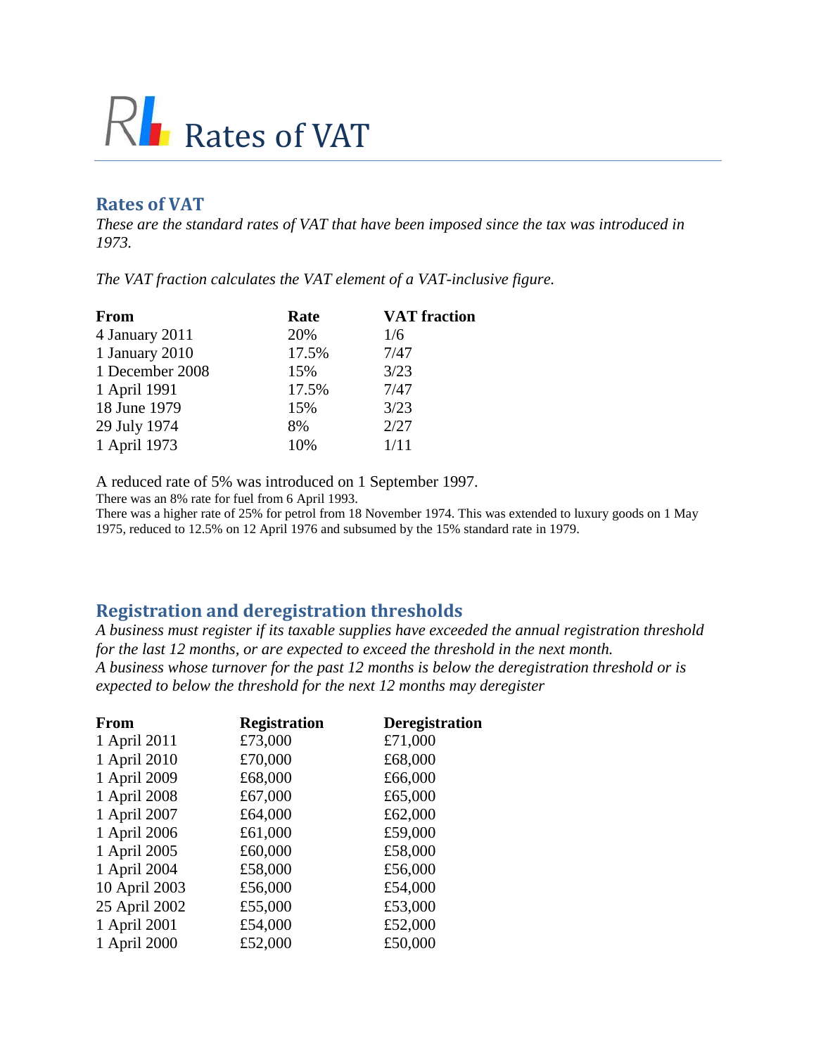# Rates of VAT

## Rates of VAT

*These are the standard rates of VAT that have been imposed since the tax was introduced in 1973.*

*The VAT fraction calculates the VAT element of a VAT-inclusive figure.*

| From | Rate | VAT fraction |
|---|---|---|
| 4 January 2011 | 20% | 1/6 |
| 1 January 2010 | 17.5% | 7/47 |
| 1 December 2008 | 15% | 3/23 |
| 1 April 1991 | 17.5% | 7/47 |
| 18 June 1979 | 15% | 3/23 |
| 29 July 1974 | 8% | 2/27 |
| 1 April 1973 | 10% | 1/11 |

A reduced rate of 5% was introduced on 1 September 1997.

There was an 8% rate for fuel from 6 April 1993.

There was a higher rate of 25% for petrol from 18 November 1974. This was extended to luxury goods on 1 May 1975, reduced to 12.5% on 12 April 1976 and subsumed by the 15% standard rate in 1979.

## Registration and deregistration thresholds

*A business must register if its taxable supplies have exceeded the annual registration threshold for the last 12 months, or are expected to exceed the threshold in the next month.*
*A business whose turnover for the past 12 months is below the deregistration threshold or is expected to below the threshold for the next 12 months may deregister*

| From | Registration | Deregistration |
|---|---|---|
| 1 April 2011 | £73,000 | £71,000 |
| 1 April 2010 | £70,000 | £68,000 |
| 1 April 2009 | £68,000 | £66,000 |
| 1 April 2008 | £67,000 | £65,000 |
| 1 April 2007 | £64,000 | £62,000 |
| 1 April 2006 | £61,000 | £59,000 |
| 1 April 2005 | £60,000 | £58,000 |
| 1 April 2004 | £58,000 | £56,000 |
| 10 April 2003 | £56,000 | £54,000 |
| 25 April 2002 | £55,000 | £53,000 |
| 1 April 2001 | £54,000 | £52,000 |
| 1 April 2000 | £52,000 | £50,000 |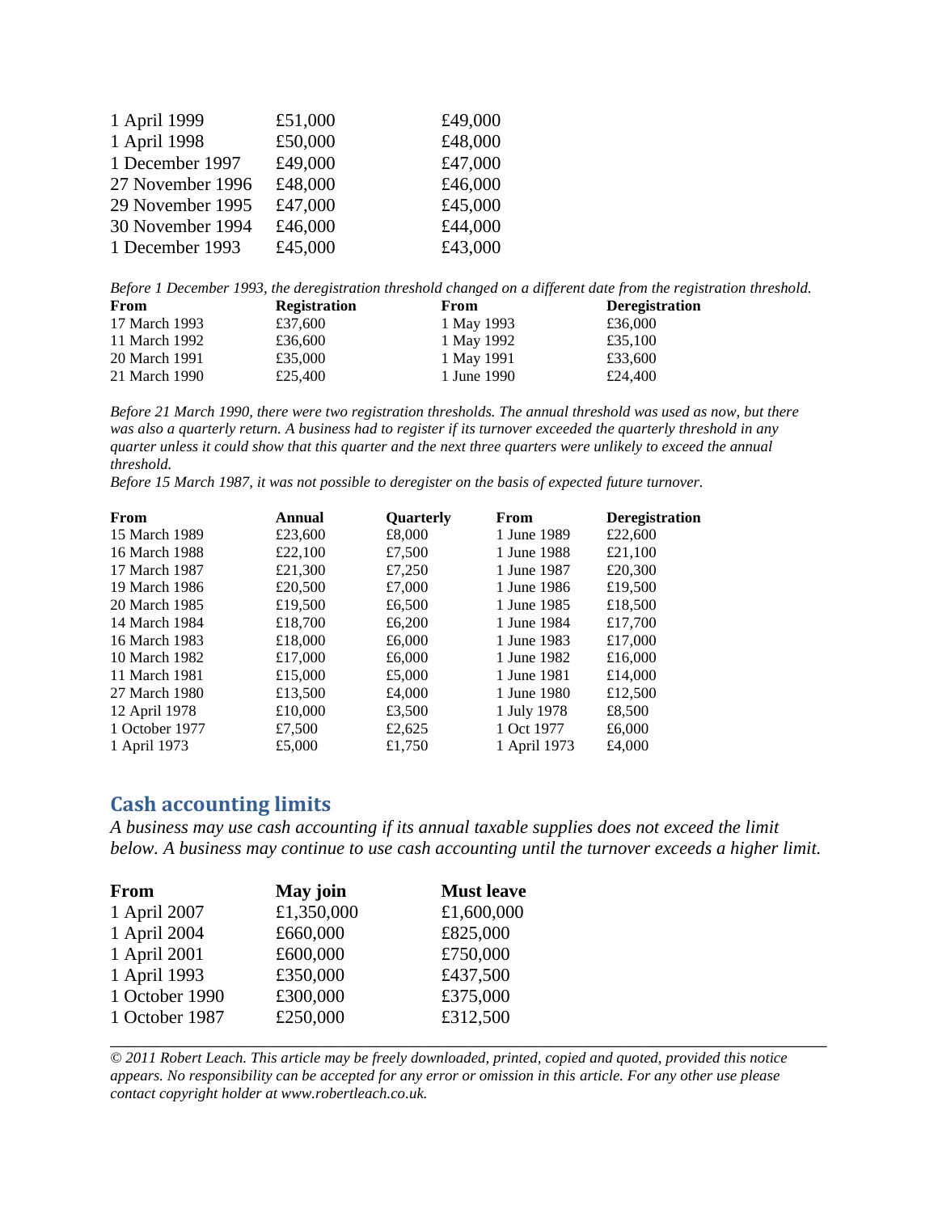| | | |
|---|---|---|
| 1 April 1999 | £51,000 | £49,000 |
| 1 April 1998 | £50,000 | £48,000 |
| 1 December 1997 | £49,000 | £47,000 |
| 27 November 1996 | £48,000 | £46,000 |
| 29 November 1995 | £47,000 | £45,000 |
| 30 November 1994 | £46,000 | £44,000 |
| 1 December 1993 | £45,000 | £43,000 |

*Before 1 December 1993, the deregistration threshold changed on a different date from the registration threshold.*

| From | Registration | From | Deregistration |
|---|---|---|---|
| 17 March 1993 | £37,600 | 1 May 1993 | £36,000 |
| 11 March 1992 | £36,600 | 1 May 1992 | £35,100 |
| 20 March 1991 | £35,000 | 1 May 1991 | £33,600 |
| 21 March 1990 | £25,400 | 1 June 1990 | £24,400 |

*Before 21 March 1990, there were two registration thresholds. The annual threshold was used as now, but there was also a quarterly return. A business had to register if its turnover exceeded the quarterly threshold in any quarter unless it could show that this quarter and the next three quarters were unlikely to exceed the annual threshold.*

*Before 15 March 1987, it was not possible to deregister on the basis of expected future turnover.*

| From | Annual | Quarterly | From | Deregistration |
|---|---|---|---|---|
| 15 March 1989 | £23,600 | £8,000 | 1 June 1989 | £22,600 |
| 16 March 1988 | £22,100 | £7,500 | 1 June 1988 | £21,100 |
| 17 March 1987 | £21,300 | £7,250 | 1 June 1987 | £20,300 |
| 19 March 1986 | £20,500 | £7,000 | 1 June 1986 | £19,500 |
| 20 March 1985 | £19,500 | £6,500 | 1 June 1985 | £18,500 |
| 14 March 1984 | £18,700 | £6,200 | 1 June 1984 | £17,700 |
| 16 March 1983 | £18,000 | £6,000 | 1 June 1983 | £17,000 |
| 10 March 1982 | £17,000 | £6,000 | 1 June 1982 | £16,000 |
| 11 March 1981 | £15,000 | £5,000 | 1 June 1981 | £14,000 |
| 27 March 1980 | £13,500 | £4,000 | 1 June 1980 | £12,500 |
| 12 April 1978 | £10,000 | £3,500 | 1 July 1978 | £8,500 |
| 1 October 1977 | £7,500 | £2,625 | 1 Oct 1977 | £6,000 |
| 1 April 1973 | £5,000 | £1,750 | 1 April 1973 | £4,000 |

## Cash accounting limits

*A business may use cash accounting if its annual taxable supplies does not exceed the limit below. A business may continue to use cash accounting until the turnover exceeds a higher limit.*

| From | May join | Must leave |
|---|---|---|
| 1 April 2007 | £1,350,000 | £1,600,000 |
| 1 April 2004 | £660,000 | £825,000 |
| 1 April 2001 | £600,000 | £750,000 |
| 1 April 1993 | £350,000 | £437,500 |
| 1 October 1990 | £300,000 | £375,000 |
| 1 October 1987 | £250,000 | £312,500 |

---

*© 2011 Robert Leach. This article may be freely downloaded, printed, copied and quoted, provided this notice appears. No responsibility can be accepted for any error or omission in this article. For any other use please contact copyright holder at www.robertleach.co.uk.*